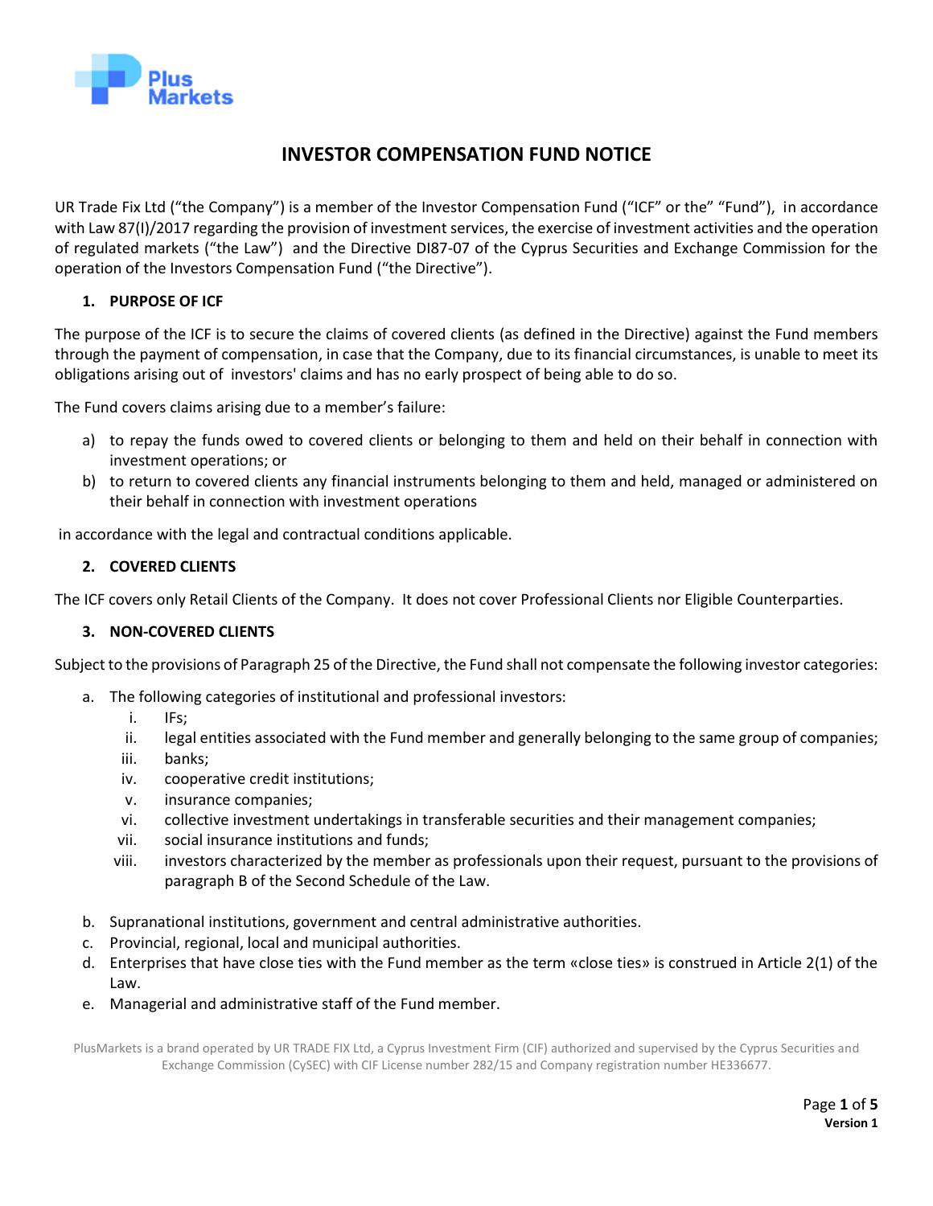# INVESTOR COMPENSATION FUND NOTICE

UR Trade Fix Ltd ("the Company") is a member of the Investor Compensation Fund ("ICF" or the" "Fund"), in accordance with Law 87(I)/2017 regarding the provision of investment services, the exercise of investment activities and the operation of regulated markets ("the Law") and the Directive DI87-07 of the Cyprus Securities and Exchange Commission for the operation of the Investors Compensation Fund ("the Directive").

## 1. PURPOSE OF ICF

The purpose of the ICF is to secure the claims of covered clients (as defined in the Directive) against the Fund members through the payment of compensation, in case that the Company, due to its financial circumstances, is unable to meet its obligations arising out of investors' claims and has no early prospect of being able to do so.

The Fund covers claims arising due to a member's failure:

a) to repay the funds owed to covered clients or belonging to them and held on their behalf in connection with investment operations; or
b) to return to covered clients any financial instruments belonging to them and held, managed or administered on their behalf in connection with investment operations

in accordance with the legal and contractual conditions applicable.

## 2. COVERED CLIENTS

The ICF covers only Retail Clients of the Company. It does not cover Professional Clients nor Eligible Counterparties.

## 3. NON-COVERED CLIENTS

Subject to the provisions of Paragraph 25 of the Directive, the Fund shall not compensate the following investor categories:

a. The following categories of institutional and professional investors:
   i. IFs;
   ii. legal entities associated with the Fund member and generally belonging to the same group of companies;
   iii. banks;
   iv. cooperative credit institutions;
   v. insurance companies;
   vi. collective investment undertakings in transferable securities and their management companies;
   vii. social insurance institutions and funds;
   viii. investors characterized by the member as professionals upon their request, pursuant to the provisions of paragraph B of the Second Schedule of the Law.

b. Supranational institutions, government and central administrative authorities.
c. Provincial, regional, local and municipal authorities.
d. Enterprises that have close ties with the Fund member as the term «close ties» is construed in Article 2(1) of the Law.
e. Managerial and administrative staff of the Fund member.

PlusMarkets is a brand operated by UR TRADE FIX Ltd, a Cyprus Investment Firm (CIF) authorized and supervised by the Cyprus Securities and Exchange Commission (CySEC) with CIF License number 282/15 and Company registration number HE336677.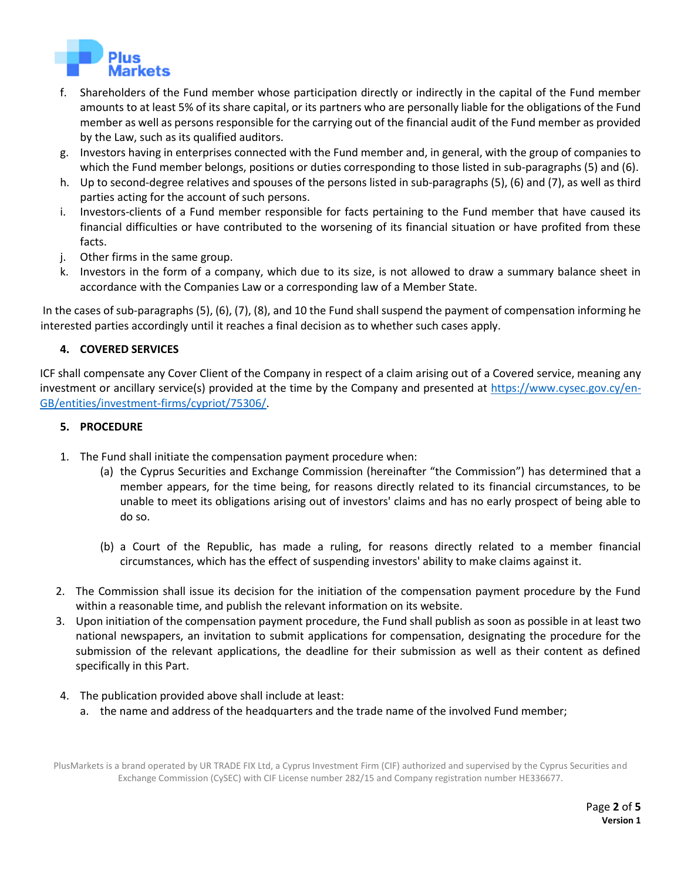f. Shareholders of the Fund member whose participation directly or indirectly in the capital of the Fund member amounts to at least 5% of its share capital, or its partners who are personally liable for the obligations of the Fund member as well as persons responsible for the carrying out of the financial audit of the Fund member as provided by the Law, such as its qualified auditors.
g. Investors having in enterprises connected with the Fund member and, in general, with the group of companies to which the Fund member belongs, positions or duties corresponding to those listed in sub-paragraphs (5) and (6).
h. Up to second-degree relatives and spouses of the persons listed in sub-paragraphs (5), (6) and (7), as well as third parties acting for the account of such persons.
i. Investors-clients of a Fund member responsible for facts pertaining to the Fund member that have caused its financial difficulties or have contributed to the worsening of its financial situation or have profited from these facts.
j. Other firms in the same group.
k. Investors in the form of a company, which due to its size, is not allowed to draw a summary balance sheet in accordance with the Companies Law or a corresponding law of a Member State.

In the cases of sub-paragraphs (5), (6), (7), (8), and 10 the Fund shall suspend the payment of compensation informing he interested parties accordingly until it reaches a final decision as to whether such cases apply.

## 4. COVERED SERVICES

ICF shall compensate any Cover Client of the Company in respect of a claim arising out of a Covered service, meaning any investment or ancillary service(s) provided at the time by the Company and presented at https://www.cysec.gov.cy/en-GB/entities/investment-firms/cypriot/75306/.

## 5. PROCEDURE

1. The Fund shall initiate the compensation payment procedure when:
   (a) the Cyprus Securities and Exchange Commission (hereinafter "the Commission") has determined that a member appears, for the time being, for reasons directly related to its financial circumstances, to be unable to meet its obligations arising out of investors' claims and has no early prospect of being able to do so.

   (b) a Court of the Republic, has made a ruling, for reasons directly related to a member financial circumstances, which has the effect of suspending investors' ability to make claims against it.

2. The Commission shall issue its decision for the initiation of the compensation payment procedure by the Fund within a reasonable time, and publish the relevant information on its website.
3. Upon initiation of the compensation payment procedure, the Fund shall publish as soon as possible in at least two national newspapers, an invitation to submit applications for compensation, designating the procedure for the submission of the relevant applications, the deadline for their submission as well as their content as defined specifically in this Part.

4. The publication provided above shall include at least:
   a. the name and address of the headquarters and the trade name of the involved Fund member;

PlusMarkets is a brand operated by UR TRADE FIX Ltd, a Cyprus Investment Firm (CIF) authorized and supervised by the Cyprus Securities and Exchange Commission (CySEC) with CIF License number 282/15 and Company registration number HE336677.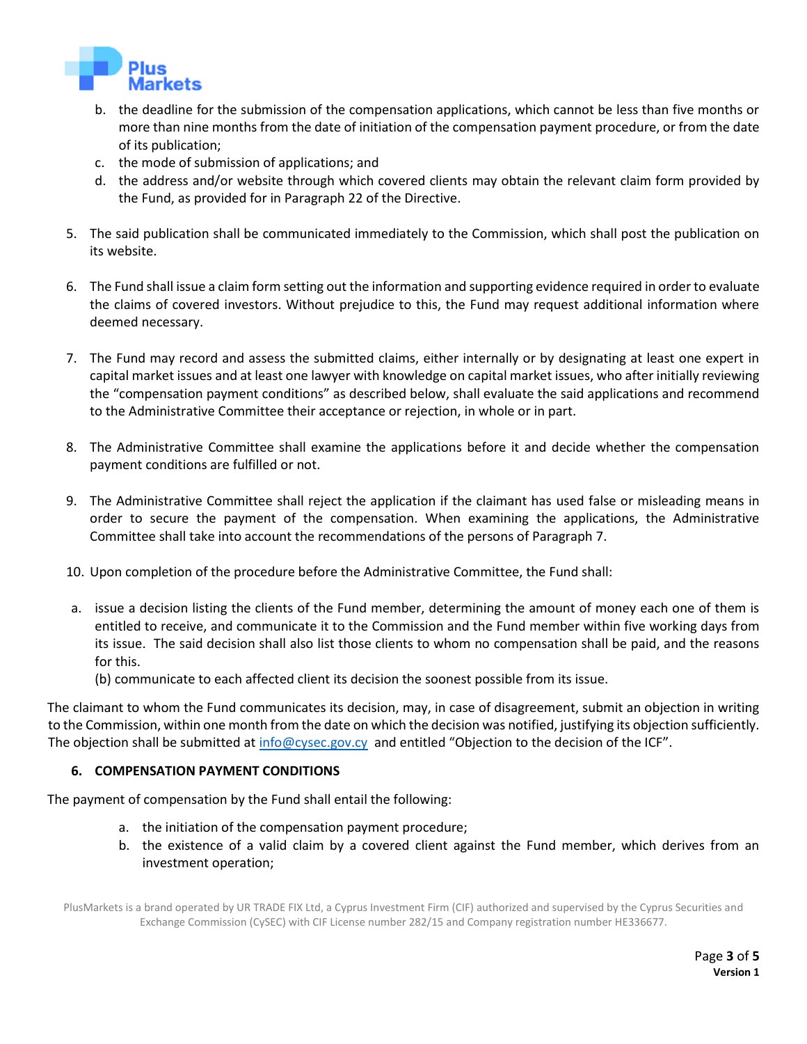b. the deadline for the submission of the compensation applications, which cannot be less than five months or more than nine months from the date of initiation of the compensation payment procedure, or from the date of its publication;
c. the mode of submission of applications; and
d. the address and/or website through which covered clients may obtain the relevant claim form provided by the Fund, as provided for in Paragraph 22 of the Directive.

5. The said publication shall be communicated immediately to the Commission, which shall post the publication on its website.

6. The Fund shall issue a claim form setting out the information and supporting evidence required in order to evaluate the claims of covered investors. Without prejudice to this, the Fund may request additional information where deemed necessary.

7. The Fund may record and assess the submitted claims, either internally or by designating at least one expert in capital market issues and at least one lawyer with knowledge on capital market issues, who after initially reviewing the "compensation payment conditions" as described below, shall evaluate the said applications and recommend to the Administrative Committee their acceptance or rejection, in whole or in part.

8. The Administrative Committee shall examine the applications before it and decide whether the compensation payment conditions are fulfilled or not.

9. The Administrative Committee shall reject the application if the claimant has used false or misleading means in order to secure the payment of the compensation. When examining the applications, the Administrative Committee shall take into account the recommendations of the persons of Paragraph 7.

10. Upon completion of the procedure before the Administrative Committee, the Fund shall:

a. issue a decision listing the clients of the Fund member, determining the amount of money each one of them is entitled to receive, and communicate it to the Commission and the Fund member within five working days from its issue. The said decision shall also list those clients to whom no compensation shall be paid, and the reasons for this.
(b) communicate to each affected client its decision the soonest possible from its issue.

The claimant to whom the Fund communicates its decision, may, in case of disagreement, submit an objection in writing to the Commission, within one month from the date on which the decision was notified, justifying its objection sufficiently. The objection shall be submitted at info@cysec.gov.cy and entitled "Objection to the decision of the ICF".

### 6. COMPENSATION PAYMENT CONDITIONS

The payment of compensation by the Fund shall entail the following:

a. the initiation of the compensation payment procedure;
b. the existence of a valid claim by a covered client against the Fund member, which derives from an investment operation;

PlusMarkets is a brand operated by UR TRADE FIX Ltd, a Cyprus Investment Firm (CIF) authorized and supervised by the Cyprus Securities and Exchange Commission (CySEC) with CIF License number 282/15 and Company registration number HE336677.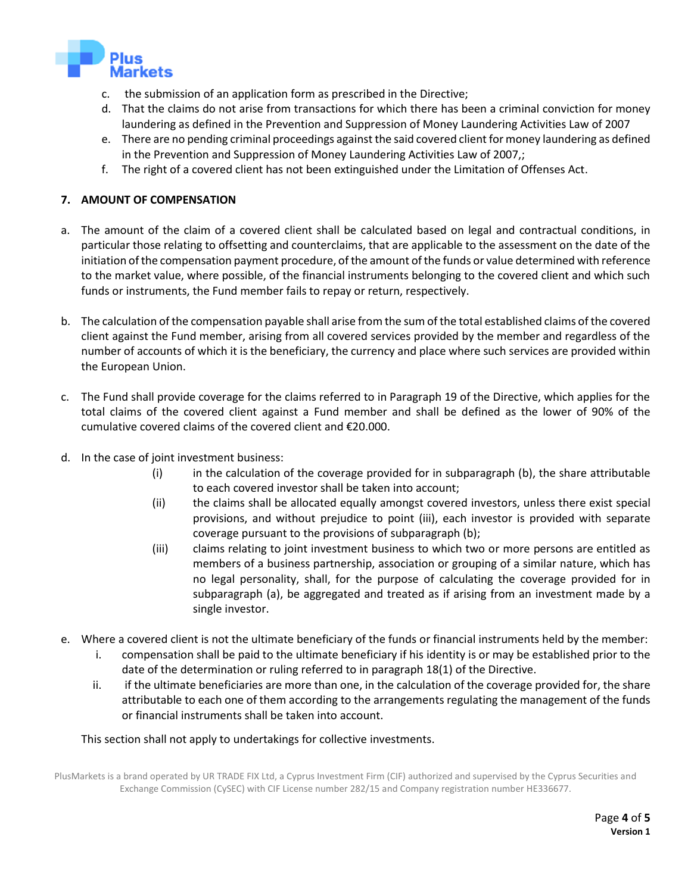c. the submission of an application form as prescribed in the Directive;
d. That the claims do not arise from transactions for which there has been a criminal conviction for money laundering as defined in the Prevention and Suppression of Money Laundering Activities Law of 2007
e. There are no pending criminal proceedings against the said covered client for money laundering as defined in the Prevention and Suppression of Money Laundering Activities Law of 2007,;
f. The right of a covered client has not been extinguished under the Limitation of Offenses Act.

## 7. AMOUNT OF COMPENSATION

a. The amount of the claim of a covered client shall be calculated based on legal and contractual conditions, in particular those relating to offsetting and counterclaims, that are applicable to the assessment on the date of the initiation of the compensation payment procedure, of the amount of the funds or value determined with reference to the market value, where possible, of the financial instruments belonging to the covered client and which such funds or instruments, the Fund member fails to repay or return, respectively.

b. The calculation of the compensation payable shall arise from the sum of the total established claims of the covered client against the Fund member, arising from all covered services provided by the member and regardless of the number of accounts of which it is the beneficiary, the currency and place where such services are provided within the European Union.

c. The Fund shall provide coverage for the claims referred to in Paragraph 19 of the Directive, which applies for the total claims of the covered client against a Fund member and shall be defined as the lower of 90% of the cumulative covered claims of the covered client and €20.000.

d. In the case of joint investment business:
   (i) in the calculation of the coverage provided for in subparagraph (b), the share attributable to each covered investor shall be taken into account;
   (ii) the claims shall be allocated equally amongst covered investors, unless there exist special provisions, and without prejudice to point (iii), each investor is provided with separate coverage pursuant to the provisions of subparagraph (b);
   (iii) claims relating to joint investment business to which two or more persons are entitled as members of a business partnership, association or grouping of a similar nature, which has no legal personality, shall, for the purpose of calculating the coverage provided for in subparagraph (a), be aggregated and treated as if arising from an investment made by a single investor.

e. Where a covered client is not the ultimate beneficiary of the funds or financial instruments held by the member:
   i. compensation shall be paid to the ultimate beneficiary if his identity is or may be established prior to the date of the determination or ruling referred to in paragraph 18(1) of the Directive.
   ii. if the ultimate beneficiaries are more than one, in the calculation of the coverage provided for, the share attributable to each one of them according to the arrangements regulating the management of the funds or financial instruments shall be taken into account.

This section shall not apply to undertakings for collective investments.

PlusMarkets is a brand operated by UR TRADE FIX Ltd, a Cyprus Investment Firm (CIF) authorized and supervised by the Cyprus Securities and Exchange Commission (CySEC) with CIF License number 282/15 and Company registration number HE336677.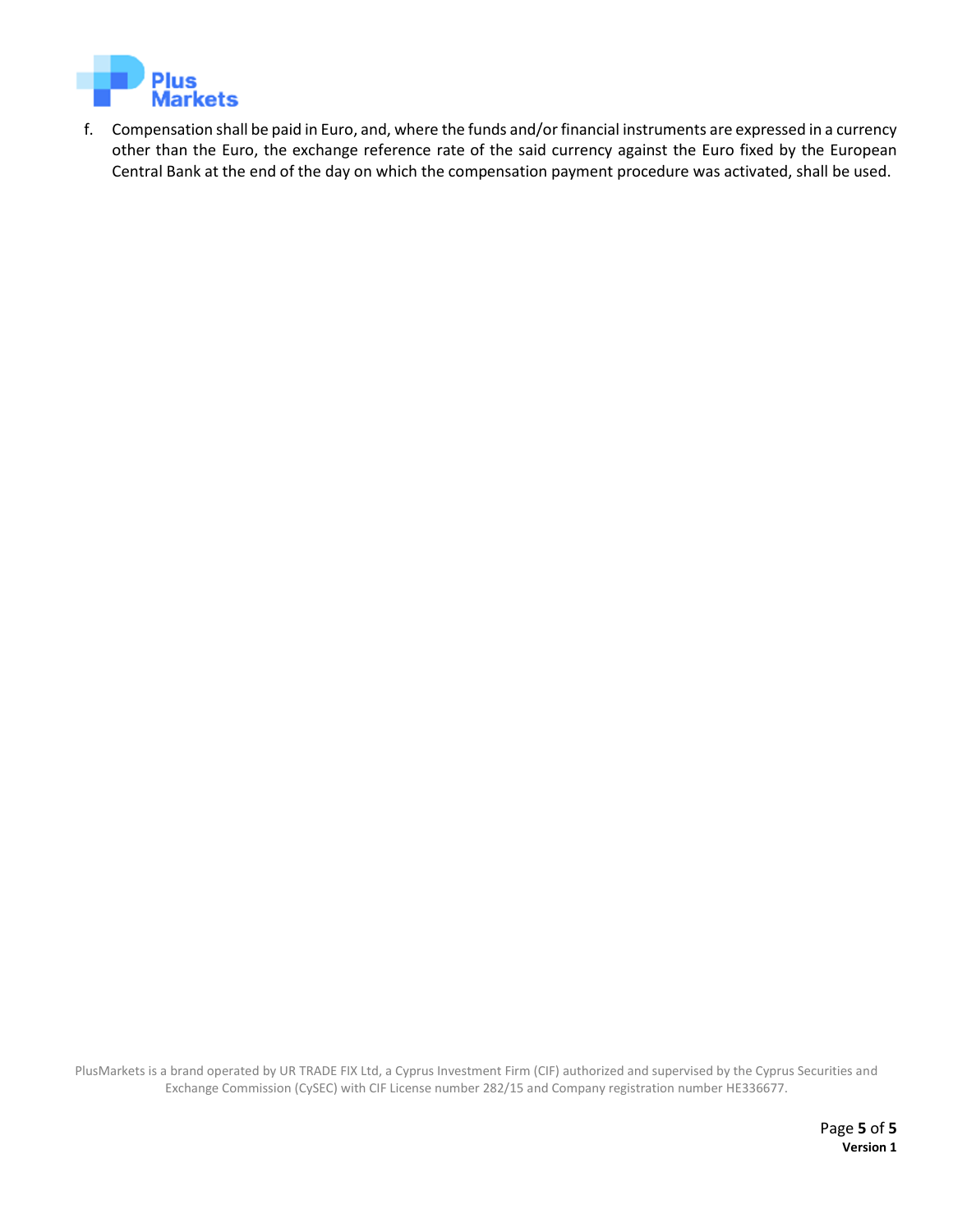f. Compensation shall be paid in Euro, and, where the funds and/or financial instruments are expressed in a currency other than the Euro, the exchange reference rate of the said currency against the Euro fixed by the European Central Bank at the end of the day on which the compensation payment procedure was activated, shall be used.